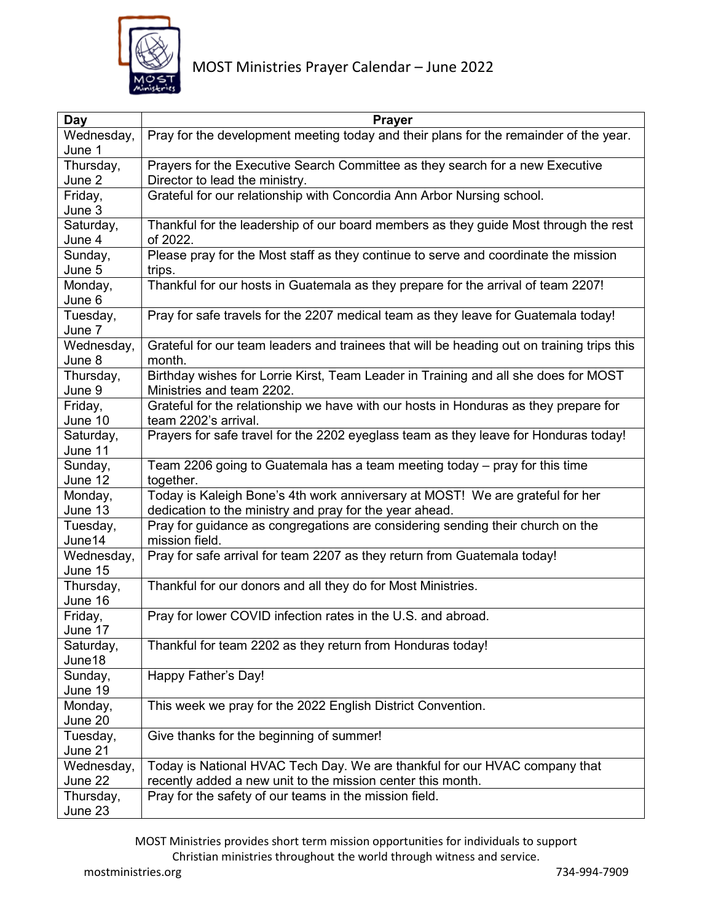# MOST Ministries Prayer Calendar – June 2022

| Day | Prayer |
|---|---|
| Wednesday, June 1 | Pray for the development meeting today and their plans for the remainder of the year. |
| Thursday, June 2 | Prayers for the Executive Search Committee as they search for a new Executive Director to lead the ministry. |
| Friday, June 3 | Grateful for our relationship with Concordia Ann Arbor Nursing school. |
| Saturday, June 4 | Thankful for the leadership of our board members as they guide Most through the rest of 2022. |
| Sunday, June 5 | Please pray for the Most staff as they continue to serve and coordinate the mission trips. |
| Monday, June 6 | Thankful for our hosts in Guatemala as they prepare for the arrival of team 2207! |
| Tuesday, June 7 | Pray for safe travels for the 2207 medical team as they leave for Guatemala today! |
| Wednesday, June 8 | Grateful for our team leaders and trainees that will be heading out on training trips this month. |
| Thursday, June 9 | Birthday wishes for Lorrie Kirst, Team Leader in Training and all she does for MOST Ministries and team 2202. |
| Friday, June 10 | Grateful for the relationship we have with our hosts in Honduras as they prepare for team 2202's arrival. |
| Saturday, June 11 | Prayers for safe travel for the 2202 eyeglass team as they leave for Honduras today! |
| Sunday, June 12 | Team 2206 going to Guatemala has a team meeting today – pray for this time together. |
| Monday, June 13 | Today is Kaleigh Bone's 4th work anniversary at MOST! We are grateful for her dedication to the ministry and pray for the year ahead. |
| Tuesday, June14 | Pray for guidance as congregations are considering sending their church on the mission field. |
| Wednesday, June 15 | Pray for safe arrival for team 2207 as they return from Guatemala today! |
| Thursday, June 16 | Thankful for our donors and all they do for Most Ministries. |
| Friday, June 17 | Pray for lower COVID infection rates in the U.S. and abroad. |
| Saturday, June18 | Thankful for team 2202 as they return from Honduras today! |
| Sunday, June 19 | Happy Father's Day! |
| Monday, June 20 | This week we pray for the 2022 English District Convention. |
| Tuesday, June 21 | Give thanks for the beginning of summer! |
| Wednesday, June 22 | Today is National HVAC Tech Day. We are thankful for our HVAC company that recently added a new unit to the mission center this month. |
| Thursday, June 23 | Pray for the safety of our teams in the mission field. |

MOST Ministries provides short term mission opportunities for individuals to support Christian ministries throughout the world through witness and service.

mostministries.org 734-994-7909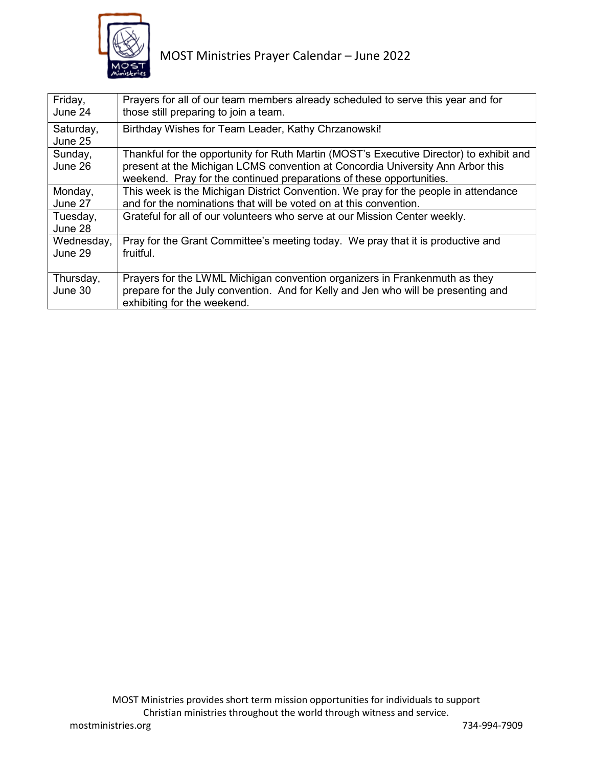MOST Ministries Prayer Calendar – June 2022

| | |
|---|---|
| Friday, June 24 | Prayers for all of our team members already scheduled to serve this year and for those still preparing to join a team. |
| Saturday, June 25 | Birthday Wishes for Team Leader, Kathy Chrzanowski! |
| Sunday, June 26 | Thankful for the opportunity for Ruth Martin (MOST's Executive Director) to exhibit and present at the Michigan LCMS convention at Concordia University Ann Arbor this weekend. Pray for the continued preparations of these opportunities. |
| Monday, June 27 | This week is the Michigan District Convention. We pray for the people in attendance and for the nominations that will be voted on at this convention. |
| Tuesday, June 28 | Grateful for all of our volunteers who serve at our Mission Center weekly. |
| Wednesday, June 29 | Pray for the Grant Committee's meeting today. We pray that it is productive and fruitful. |
| Thursday, June 30 | Prayers for the LWML Michigan convention organizers in Frankenmuth as they prepare for the July convention. And for Kelly and Jen who will be presenting and exhibiting for the weekend. |

MOST Ministries provides short term mission opportunities for individuals to support Christian ministries throughout the world through witness and service.

mostministries.org 734-994-7909